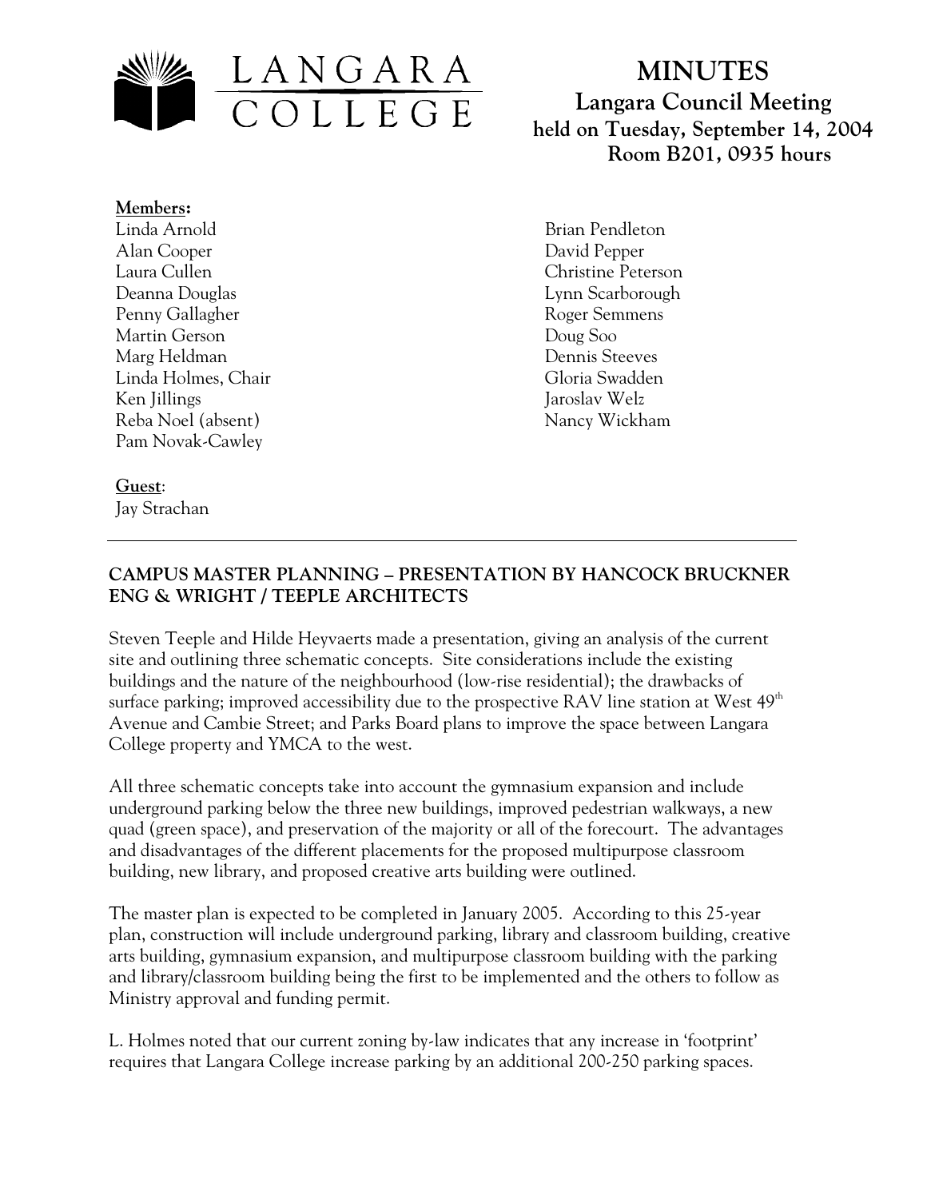# MINUTES

## Langara Council Meeting

**held on Tuesday, September 14, 2004**
**Room B201, 0935 hours**

**Members:**

Linda Arnold
Alan Cooper
Laura Cullen
Deanna Douglas
Penny Gallagher
Martin Gerson
Marg Heldman
Linda Holmes, Chair
Ken Jillings
Reba Noel (absent)
Pam Novak-Cawley
Brian Pendleton
David Pepper
Christine Peterson
Lynn Scarborough
Roger Semmens
Doug Soo
Dennis Steeves
Gloria Swadden
Jaroslav Welz
Nancy Wickham

**Guest:**

Jay Strachan

---

### CAMPUS MASTER PLANNING – PRESENTATION BY HANCOCK BRUCKNER ENG & WRIGHT / TEEPLE ARCHITECTS

Steven Teeple and Hilde Heyvaerts made a presentation, giving an analysis of the current site and outlining three schematic concepts. Site considerations include the existing buildings and the nature of the neighbourhood (low-rise residential); the drawbacks of surface parking; improved accessibility due to the prospective RAV line station at West 49th Avenue and Cambie Street; and Parks Board plans to improve the space between Langara College property and YMCA to the west.

All three schematic concepts take into account the gymnasium expansion and include underground parking below the three new buildings, improved pedestrian walkways, a new quad (green space), and preservation of the majority or all of the forecourt. The advantages and disadvantages of the different placements for the proposed multipurpose classroom building, new library, and proposed creative arts building were outlined.

The master plan is expected to be completed in January 2005. According to this 25-year plan, construction will include underground parking, library and classroom building, creative arts building, gymnasium expansion, and multipurpose classroom building with the parking and library/classroom building being the first to be implemented and the others to follow as Ministry approval and funding permit.

L. Holmes noted that our current zoning by-law indicates that any increase in 'footprint' requires that Langara College increase parking by an additional 200-250 parking spaces.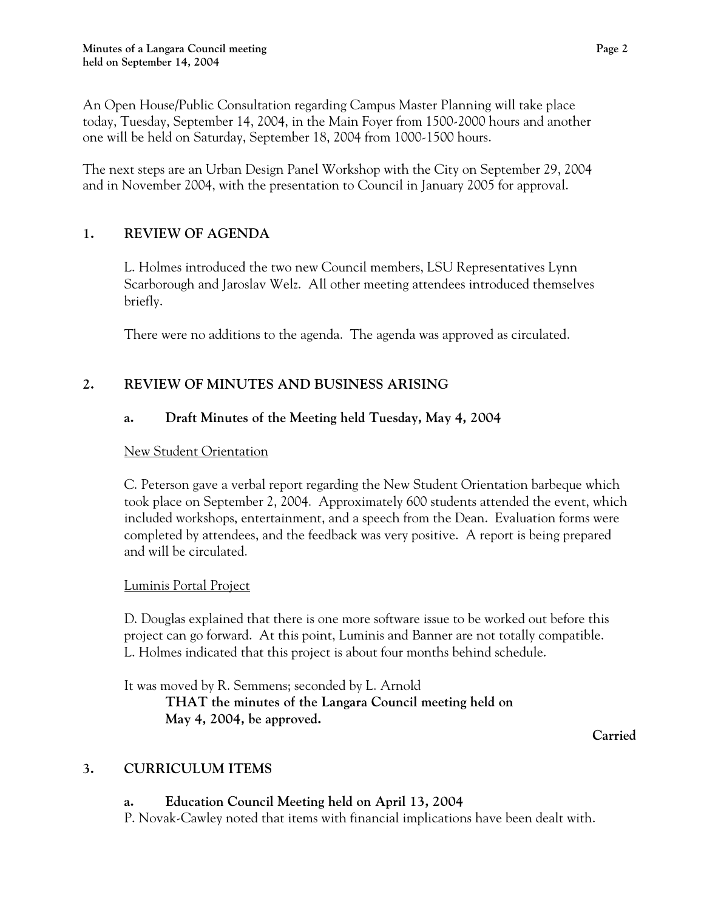An Open House/Public Consultation regarding Campus Master Planning will take place today, Tuesday, September 14, 2004, in the Main Foyer from 1500-2000 hours and another one will be held on Saturday, September 18, 2004 from 1000-1500 hours.

The next steps are an Urban Design Panel Workshop with the City on September 29, 2004 and in November 2004, with the presentation to Council in January 2005 for approval.

## 1. REVIEW OF AGENDA

L. Holmes introduced the two new Council members, LSU Representatives Lynn Scarborough and Jaroslav Welz. All other meeting attendees introduced themselves briefly.

There were no additions to the agenda. The agenda was approved as circulated.

## 2. REVIEW OF MINUTES AND BUSINESS ARISING

### a. Draft Minutes of the Meeting held Tuesday, May 4, 2004

New Student Orientation

C. Peterson gave a verbal report regarding the New Student Orientation barbeque which took place on September 2, 2004. Approximately 600 students attended the event, which included workshops, entertainment, and a speech from the Dean. Evaluation forms were completed by attendees, and the feedback was very positive. A report is being prepared and will be circulated.

Luminis Portal Project

D. Douglas explained that there is one more software issue to be worked out before this project can go forward. At this point, Luminis and Banner are not totally compatible. L. Holmes indicated that this project is about four months behind schedule.

It was moved by R. Semmens; seconded by L. Arnold

**THAT the minutes of the Langara Council meeting held on May 4, 2004, be approved.**

**Carried**

## 3. CURRICULUM ITEMS

### a. Education Council Meeting held on April 13, 2004

P. Novak-Cawley noted that items with financial implications have been dealt with.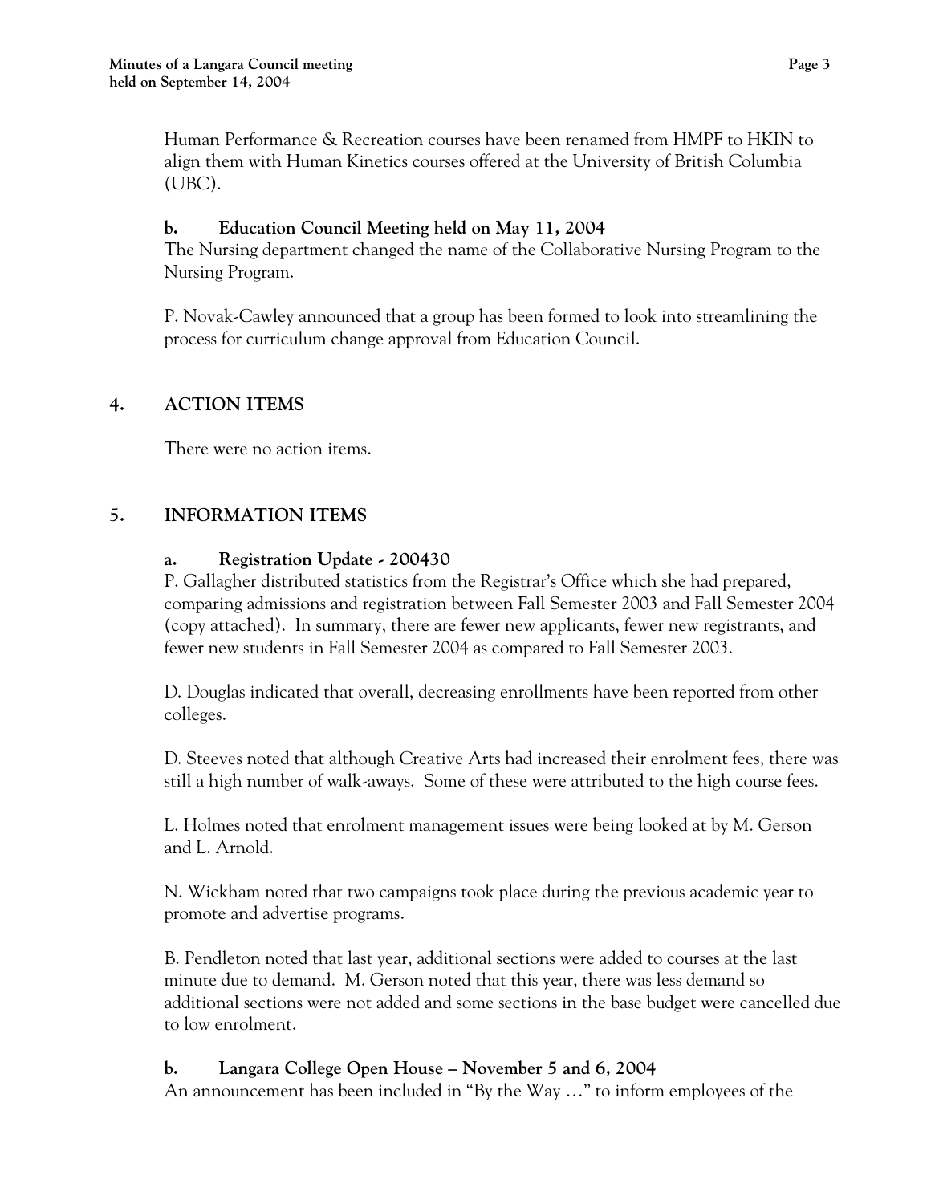Human Performance & Recreation courses have been renamed from HMPF to HKIN to align them with Human Kinetics courses offered at the University of British Columbia (UBC).

**b. Education Council Meeting held on May 11, 2004**

The Nursing department changed the name of the Collaborative Nursing Program to the Nursing Program.

P. Novak-Cawley announced that a group has been formed to look into streamlining the process for curriculum change approval from Education Council.

## 4. ACTION ITEMS

There were no action items.

## 5. INFORMATION ITEMS

**a. Registration Update - 200430**

P. Gallagher distributed statistics from the Registrar's Office which she had prepared, comparing admissions and registration between Fall Semester 2003 and Fall Semester 2004 (copy attached). In summary, there are fewer new applicants, fewer new registrants, and fewer new students in Fall Semester 2004 as compared to Fall Semester 2003.

D. Douglas indicated that overall, decreasing enrollments have been reported from other colleges.

D. Steeves noted that although Creative Arts had increased their enrolment fees, there was still a high number of walk-aways. Some of these were attributed to the high course fees.

L. Holmes noted that enrolment management issues were being looked at by M. Gerson and L. Arnold.

N. Wickham noted that two campaigns took place during the previous academic year to promote and advertise programs.

B. Pendleton noted that last year, additional sections were added to courses at the last minute due to demand. M. Gerson noted that this year, there was less demand so additional sections were not added and some sections in the base budget were cancelled due to low enrolment.

**b. Langara College Open House – November 5 and 6, 2004**

An announcement has been included in "By the Way …" to inform employees of the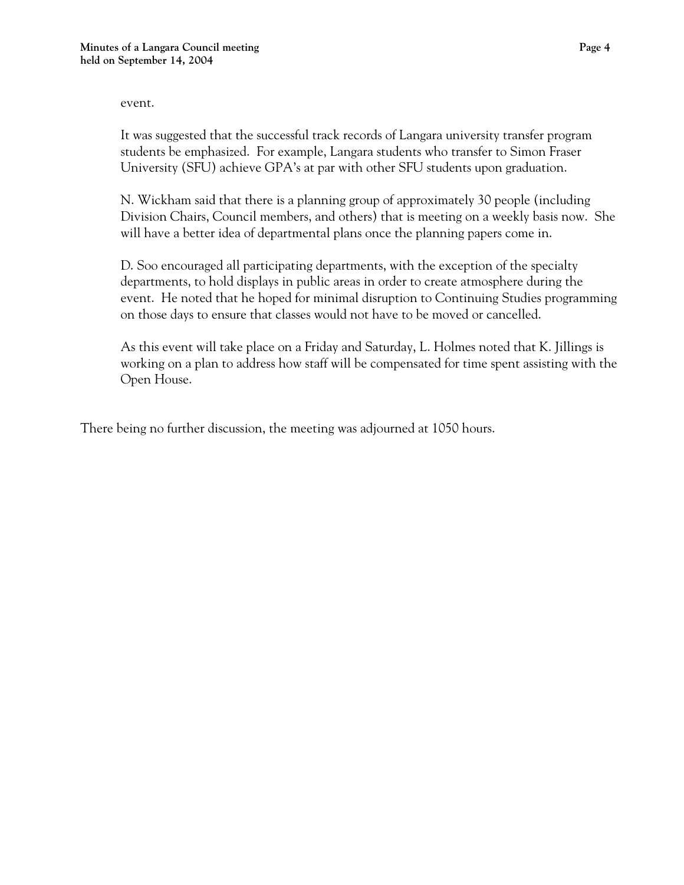event.

It was suggested that the successful track records of Langara university transfer program students be emphasized. For example, Langara students who transfer to Simon Fraser University (SFU) achieve GPA's at par with other SFU students upon graduation.

N. Wickham said that there is a planning group of approximately 30 people (including Division Chairs, Council members, and others) that is meeting on a weekly basis now. She will have a better idea of departmental plans once the planning papers come in.

D. Soo encouraged all participating departments, with the exception of the specialty departments, to hold displays in public areas in order to create atmosphere during the event. He noted that he hoped for minimal disruption to Continuing Studies programming on those days to ensure that classes would not have to be moved or cancelled.

As this event will take place on a Friday and Saturday, L. Holmes noted that K. Jillings is working on a plan to address how staff will be compensated for time spent assisting with the Open House.

There being no further discussion, the meeting was adjourned at 1050 hours.